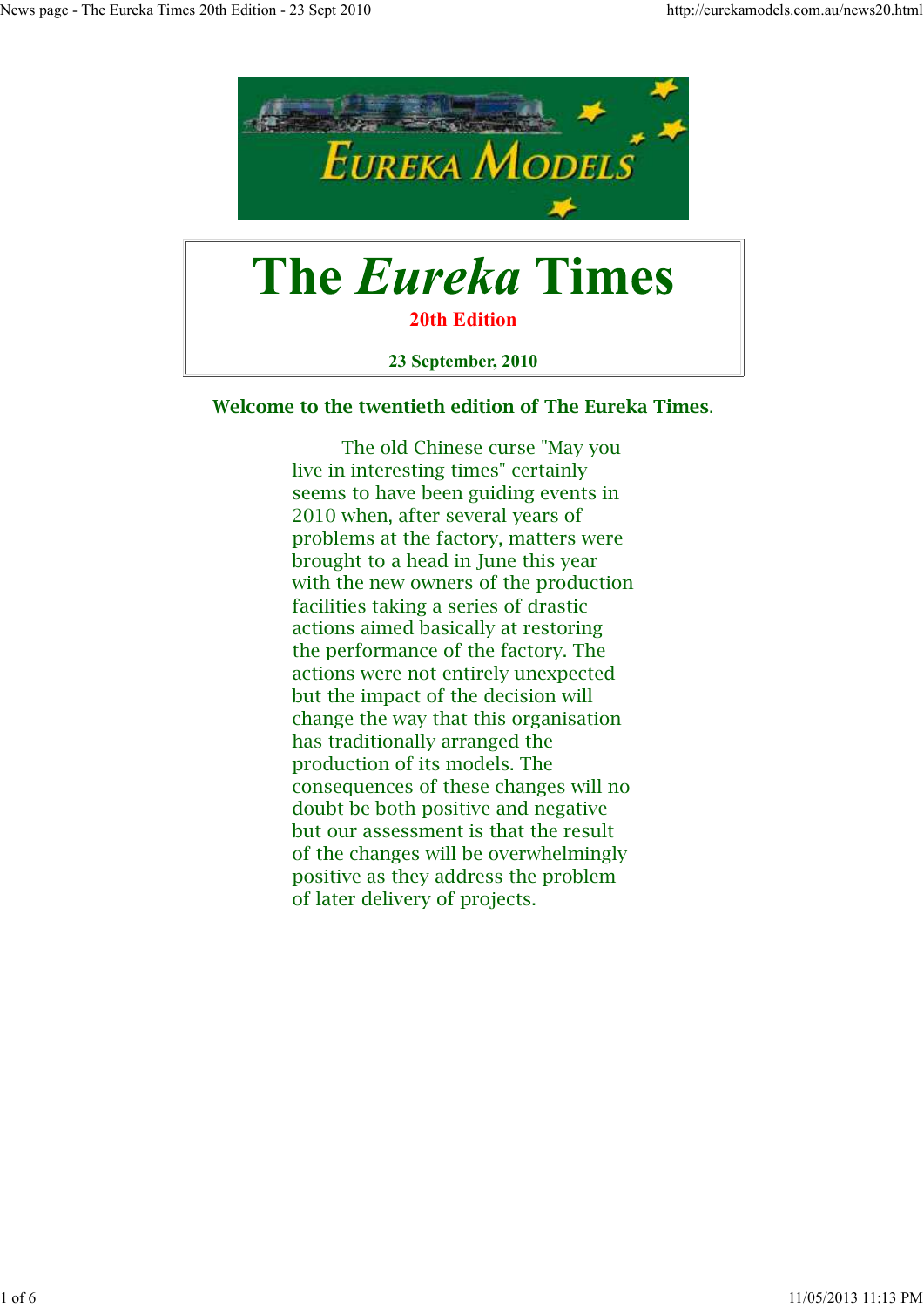# The *Eureka* Times

**20th Edition**

**23 September, 2010**

## Welcome to the twentieth edition of The Eureka Times.

The old Chinese curse "May you live in interesting times" certainly seems to have been guiding events in 2010 when, after several years of problems at the factory, matters were brought to a head in June this year with the new owners of the production facilities taking a series of drastic actions aimed basically at restoring the performance of the factory. The actions were not entirely unexpected but the impact of the decision will change the way that this organisation has traditionally arranged the production of its models. The consequences of these changes will no doubt be both positive and negative but our assessment is that the result of the changes will be overwhelmingly positive as they address the problem of later delivery of projects.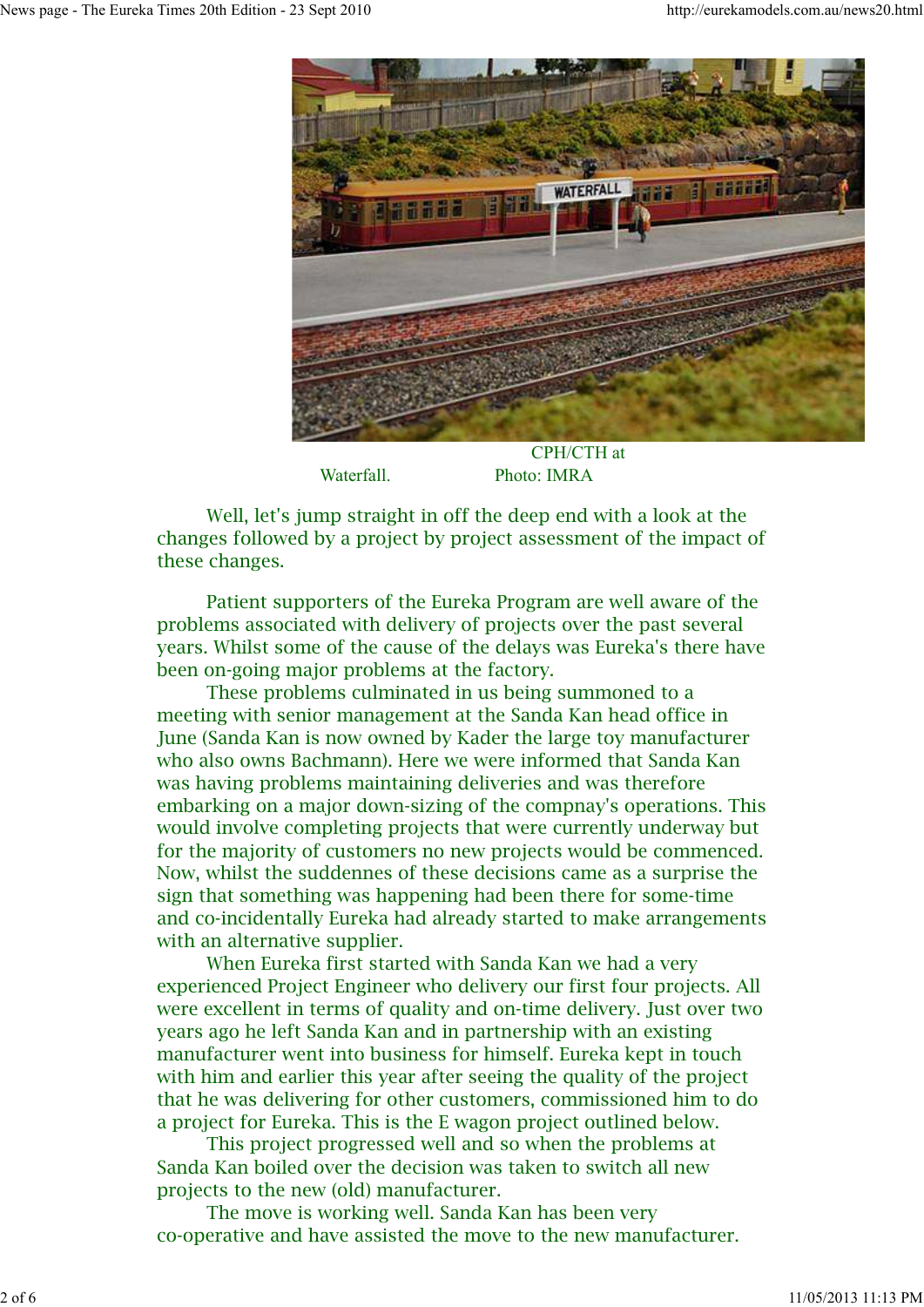CPH/CTH at Waterfall. Photo: IMRA

Well, let's jump straight in off the deep end with a look at the changes followed by a project by project assessment of the impact of these changes.

Patient supporters of the Eureka Program are well aware of the problems associated with delivery of projects over the past several years. Whilst some of the cause of the delays was Eureka's there have been on-going major problems at the factory.

These problems culminated in us being summoned to a meeting with senior management at the Sanda Kan head office in June (Sanda Kan is now owned by Kader the large toy manufacturer who also owns Bachmann). Here we were informed that Sanda Kan was having problems maintaining deliveries and was therefore embarking on a major down-sizing of the compnay's operations. This would involve completing projects that were currently underway but for the majority of customers no new projects would be commenced. Now, whilst the suddennes of these decisions came as a surprise the sign that something was happening had been there for some-time and co-incidentally Eureka had already started to make arrangements with an alternative supplier.

When Eureka first started with Sanda Kan we had a very experienced Project Engineer who delivery our first four projects. All were excellent in terms of quality and on-time delivery. Just over two years ago he left Sanda Kan and in partnership with an existing manufacturer went into business for himself. Eureka kept in touch with him and earlier this year after seeing the quality of the project that he was delivering for other customers, commissioned him to do a project for Eureka. This is the E wagon project outlined below.

This project progressed well and so when the problems at Sanda Kan boiled over the decision was taken to switch all new projects to the new (old) manufacturer.

The move is working well. Sanda Kan has been very co-operative and have assisted the move to the new manufacturer.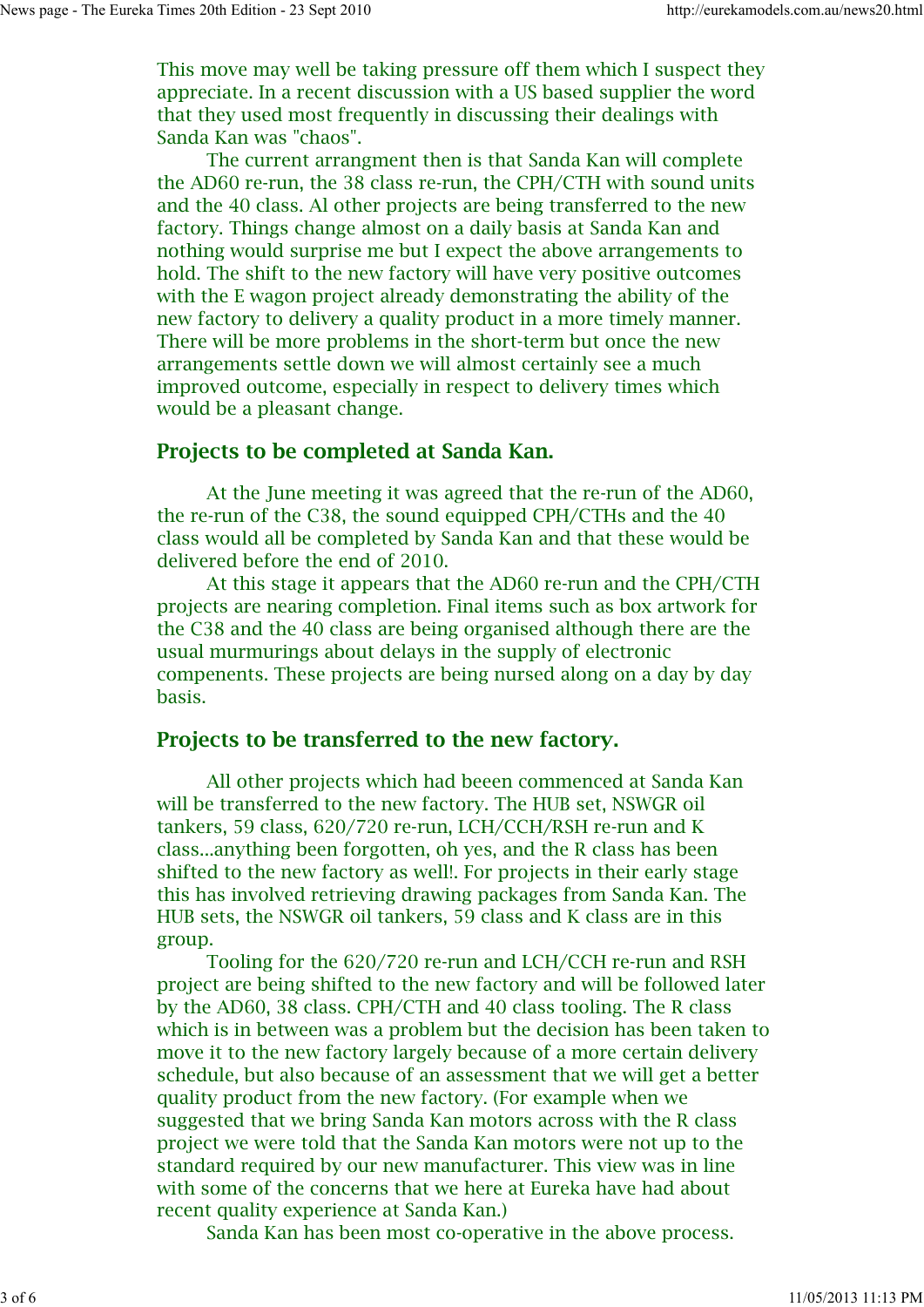This move may well be taking pressure off them which I suspect they appreciate. In a recent discussion with a US based supplier the word that they used most frequently in discussing their dealings with Sanda Kan was "chaos".

The current arrangment then is that Sanda Kan will complete the AD60 re-run, the 38 class re-run, the CPH/CTH with sound units and the 40 class. Al other projects are being transferred to the new factory. Things change almost on a daily basis at Sanda Kan and nothing would surprise me but I expect the above arrangements to hold. The shift to the new factory will have very positive outcomes with the E wagon project already demonstrating the ability of the new factory to delivery a quality product in a more timely manner. There will be more problems in the short-term but once the new arrangements settle down we will almost certainly see a much improved outcome, especially in respect to delivery times which would be a pleasant change.

## Projects to be completed at Sanda Kan.

At the June meeting it was agreed that the re-run of the AD60, the re-run of the C38, the sound equipped CPH/CTHs and the 40 class would all be completed by Sanda Kan and that these would be delivered before the end of 2010.

At this stage it appears that the AD60 re-run and the CPH/CTH projects are nearing completion. Final items such as box artwork for the C38 and the 40 class are being organised although there are the usual murmurings about delays in the supply of electronic compenents. These projects are being nursed along on a day by day basis.

## Projects to be transferred to the new factory.

All other projects which had beeen commenced at Sanda Kan will be transferred to the new factory. The HUB set, NSWGR oil tankers, 59 class, 620/720 re-run, LCH/CCH/RSH re-run and K class...anything been forgotten, oh yes, and the R class has been shifted to the new factory as well!. For projects in their early stage this has involved retrieving drawing packages from Sanda Kan. The HUB sets, the NSWGR oil tankers, 59 class and K class are in this group.

Tooling for the 620/720 re-run and LCH/CCH re-run and RSH project are being shifted to the new factory and will be followed later by the AD60, 38 class. CPH/CTH and 40 class tooling. The R class which is in between was a problem but the decision has been taken to move it to the new factory largely because of a more certain delivery schedule, but also because of an assessment that we will get a better quality product from the new factory. (For example when we suggested that we bring Sanda Kan motors across with the R class project we were told that the Sanda Kan motors were not up to the standard required by our new manufacturer. This view was in line with some of the concerns that we here at Eureka have had about recent quality experience at Sanda Kan.)

Sanda Kan has been most co-operative in the above process.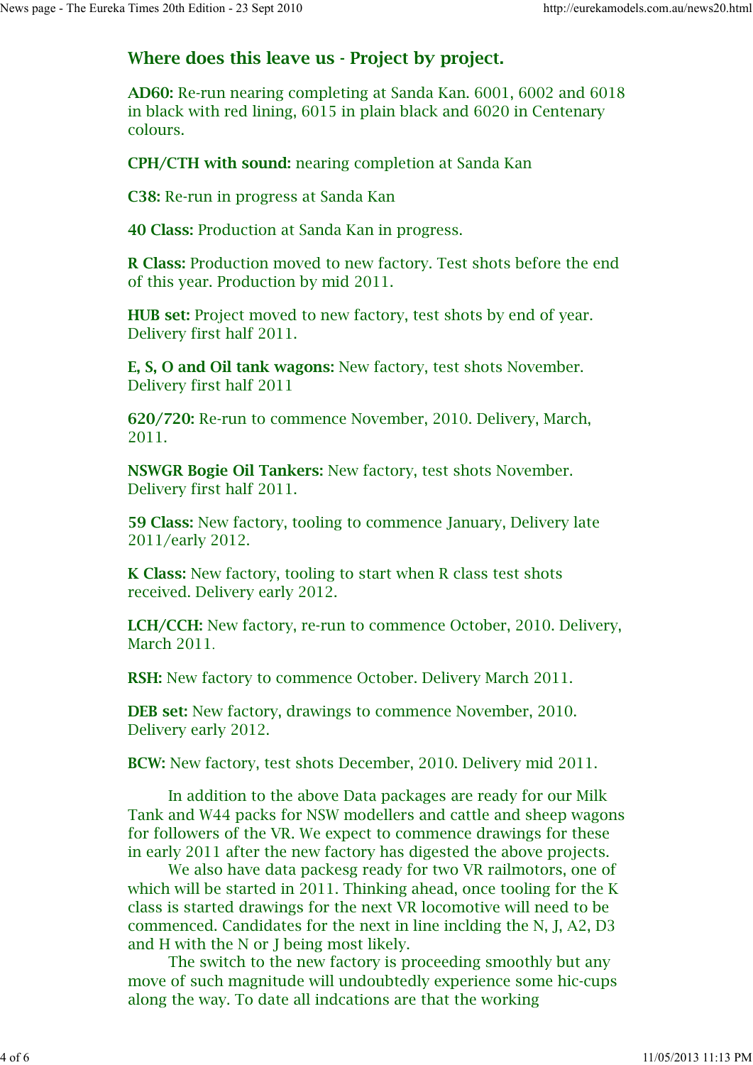## Where does this leave us - Project by project.

**AD60:** Re-run nearing completing at Sanda Kan. 6001, 6002 and 6018 in black with red lining, 6015 in plain black and 6020 in Centenary colours.

**CPH/CTH with sound:** nearing completion at Sanda Kan

**C38:** Re-run in progress at Sanda Kan

**40 Class:** Production at Sanda Kan in progress.

**R Class:** Production moved to new factory. Test shots before the end of this year. Production by mid 2011.

**HUB set:** Project moved to new factory, test shots by end of year. Delivery first half 2011.

**E, S, O and Oil tank wagons:** New factory, test shots November. Delivery first half 2011

**620/720:** Re-run to commence November, 2010. Delivery, March, 2011.

**NSWGR Bogie Oil Tankers:** New factory, test shots November. Delivery first half 2011.

**59 Class:** New factory, tooling to commence January, Delivery late 2011/early 2012.

**K Class:** New factory, tooling to start when R class test shots received. Delivery early 2012.

**LCH/CCH:** New factory, re-run to commence October, 2010. Delivery, March 2011.

**RSH:** New factory to commence October. Delivery March 2011.

**DEB set:** New factory, drawings to commence November, 2010. Delivery early 2012.

**BCW:** New factory, test shots December, 2010. Delivery mid 2011.

In addition to the above Data packages are ready for our Milk Tank and W44 packs for NSW modellers and cattle and sheep wagons for followers of the VR. We expect to commence drawings for these in early 2011 after the new factory has digested the above projects.

We also have data packesg ready for two VR railmotors, one of which will be started in 2011. Thinking ahead, once tooling for the K class is started drawings for the next VR locomotive will need to be commenced. Candidates for the next in line inclding the N, J, A2, D3 and H with the N or J being most likely.

The switch to the new factory is proceeding smoothly but any move of such magnitude will undoubtedly experience some hic-cups along the way. To date all indcations are that the working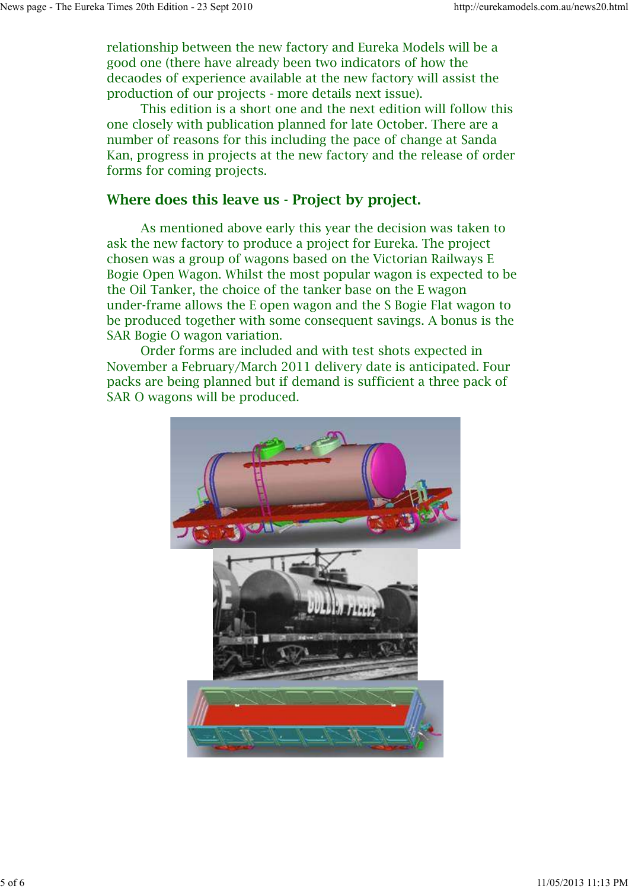relationship between the new factory and Eureka Models will be a good one (there have already been two indicators of how the decaodes of experience available at the new factory will assist the production of our projects - more details next issue).

This edition is a short one and the next edition will follow this one closely with publication planned for late October. There are a number of reasons for this including the pace of change at Sanda Kan, progress in projects at the new factory and the release of order forms for coming projects.

## Where does this leave us - Project by project.

As mentioned above early this year the decision was taken to ask the new factory to produce a project for Eureka. The project chosen was a group of wagons based on the Victorian Railways E Bogie Open Wagon. Whilst the most popular wagon is expected to be the Oil Tanker, the choice of the tanker base on the E wagon under-frame allows the E open wagon and the S Bogie Flat wagon to be produced together with some consequent savings. A bonus is the SAR Bogie O wagon variation.

Order forms are included and with test shots expected in November a February/March 2011 delivery date is anticipated. Four packs are being planned but if demand is sufficient a three pack of SAR O wagons will be produced.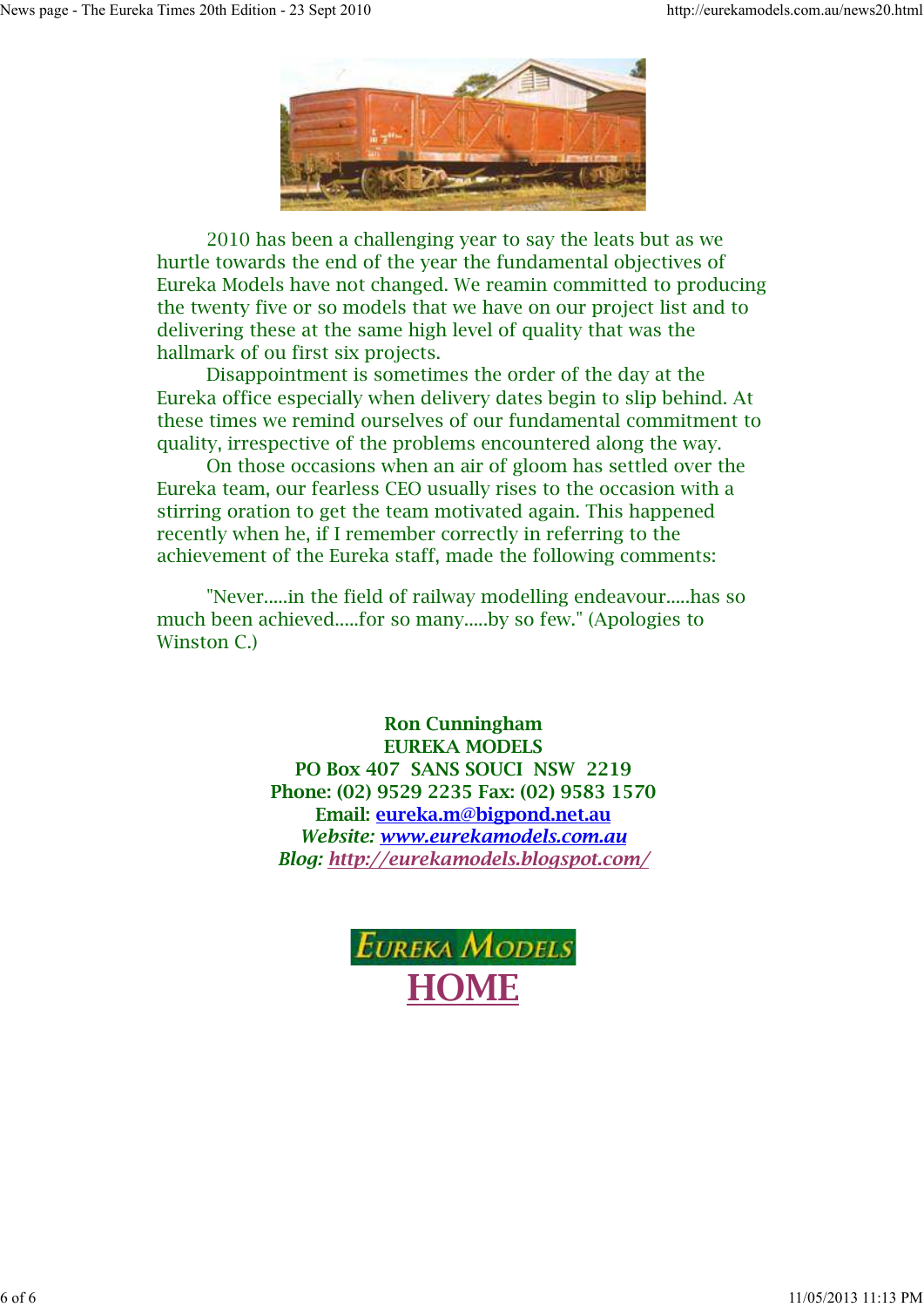2010 has been a challenging year to say the leats but as we hurtle towards the end of the year the fundamental objectives of Eureka Models have not changed. We reamin committed to producing the twenty five or so models that we have on our project list and to delivering these at the same high level of quality that was the hallmark of ou first six projects.

Disappointment is sometimes the order of the day at the Eureka office especially when delivery dates begin to slip behind. At these times we remind ourselves of our fundamental commitment to quality, irrespective of the problems encountered along the way.

On those occasions when an air of gloom has settled over the Eureka team, our fearless CEO usually rises to the occasion with a stirring oration to get the team motivated again. This happened recently when he, if I remember correctly in referring to the achievement of the Eureka staff, made the following comments:

"Never.....in the field of railway modelling endeavour.....has so much been achieved.....for so many.....by so few." (Apologies to Winston C.)

**Ron Cunningham**
**EUREKA MODELS**
**PO Box 407 SANS SOUCI NSW 2219**
**Phone: (02) 9529 2235 Fax: (02) 9583 1570**
**Email: eureka.m@bigpond.net.au**
***Website: www.eurekamodels.com.au***
***Blog: http://eurekamodels.blogspot.com/***

EUREKA MODELS

**HOME**